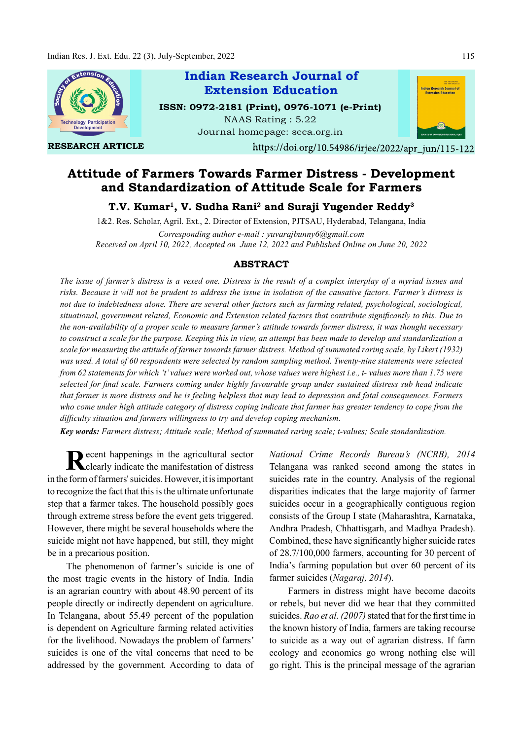Indian Research Journal of Extension Education

ISSN: 0972-2181 (Print), 0976-1071 (e-Print)

NAAS Rating : 5.22

Journal homepage: seea.org.in

RESEARCH ARTICLE

https://doi.org/10.54986/irjee/2022/apr_jun/115-122

# Attitude of Farmers Towards Farmer Distress - Development and Standardization of Attitude Scale for Farmers

**T.V. Kumar[1], V. Sudha Rani[2] and Suraji Yugender Reddy[3]**

1&2. Res. Scholar, Agril. Ext., 2. Director of Extension, PJTSAU, Hyderabad, Telangana, India

*Corresponding author e-mail : yuvarajbunny6@gmail.com*

*Received on April 10, 2022, Accepted on June 12, 2022 and Published Online on June 20, 2022*

## ABSTRACT

*The issue of farmer's distress is a vexed one. Distress is the result of a complex interplay of a myriad issues and risks. Because it will not be prudent to address the issue in isolation of the causative factors. Farmer's distress is not due to indebtedness alone. There are several other factors such as farming related, psychological, sociological, situational, government related, Economic and Extension related factors that contribute significantly to this. Due to the non-availability of a proper scale to measure farmer's attitude towards farmer distress, it was thought necessary to construct a scale for the purpose. Keeping this in view, an attempt has been made to develop and standardization a scale for measuring the attitude of farmer towards farmer distress. Method of summated raring scale, by Likert (1932) was used. A total of 60 respondents were selected by random sampling method. Twenty-nine statements were selected from 62 statements for which 't' values were worked out, whose values were highest i.e., t- values more than 1.75 were selected for final scale. Farmers coming under highly favourable group under sustained distress sub head indicate that farmer is more distress and he is feeling helpless that may lead to depression and fatal consequences. Farmers who come under high attitude category of distress coping indicate that farmer has greater tendency to cope from the difficulty situation and farmers willingness to try and develop coping mechanism.*

**Key words:** *Farmers distress; Attitude scale; Method of summated raring scale; t-values; Scale standardization.*

Recent happenings in the agricultural sector clearly indicate the manifestation of distress in the form of farmers' suicides. However, it is important to recognize the fact that this is the ultimate unfortunate step that a farmer takes. The household possibly goes through extreme stress before the event gets triggered. However, there might be several households where the suicide might not have happened, but still, they might be in a precarious position.

The phenomenon of farmer's suicide is one of the most tragic events in the history of India. India is an agrarian country with about 48.90 percent of its people directly or indirectly dependent on agriculture. In Telangana, about 55.49 percent of the population is dependent on Agriculture farming related activities for the livelihood. Nowadays the problem of farmers' suicides is one of the vital concerns that need to be addressed by the government. According to data of *National Crime Records Bureau's (NCRB), 2014* Telangana was ranked second among the states in suicides rate in the country. Analysis of the regional disparities indicates that the large majority of farmer suicides occur in a geographically contiguous region consists of the Group I state (Maharashtra, Karnataka, Andhra Pradesh, Chhattisgarh, and Madhya Pradesh). Combined, these have significantly higher suicide rates of 28.7/100,000 farmers, accounting for 30 percent of India's farming population but over 60 percent of its farmer suicides (*Nagaraj, 2014*).

Farmers in distress might have become dacoits or rebels, but never did we hear that they committed suicides. *Rao et al. (2007)* stated that for the first time in the known history of India, farmers are taking recourse to suicide as a way out of agrarian distress. If farm ecology and economics go wrong nothing else will go right. This is the principal message of the agrarian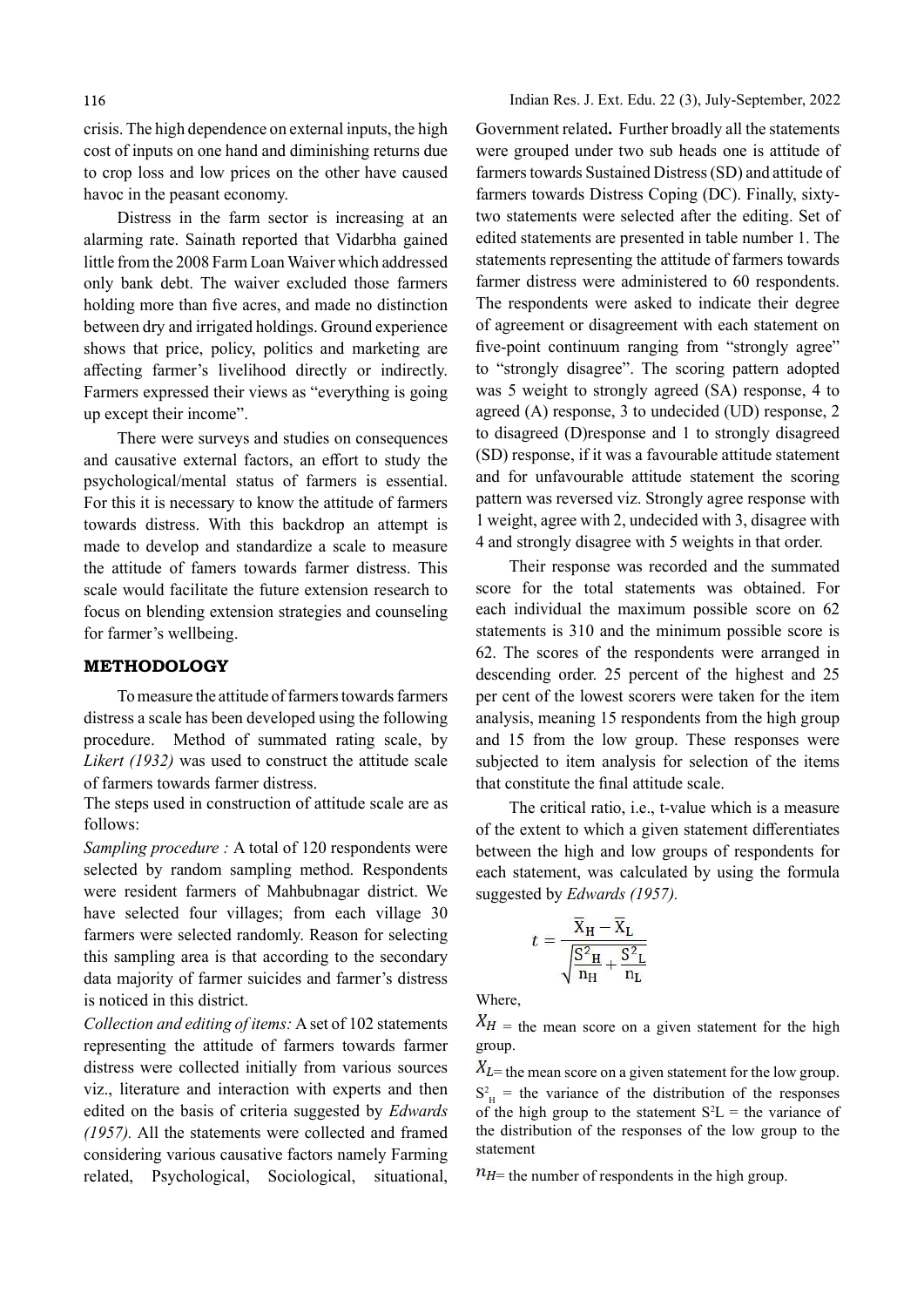crisis. The high dependence on external inputs, the high cost of inputs on one hand and diminishing returns due to crop loss and low prices on the other have caused havoc in the peasant economy.

Distress in the farm sector is increasing at an alarming rate. Sainath reported that Vidarbha gained little from the 2008 Farm Loan Waiver which addressed only bank debt. The waiver excluded those farmers holding more than five acres, and made no distinction between dry and irrigated holdings. Ground experience shows that price, policy, politics and marketing are affecting farmer's livelihood directly or indirectly. Farmers expressed their views as "everything is going up except their income".

There were surveys and studies on consequences and causative external factors, an effort to study the psychological/mental status of farmers is essential. For this it is necessary to know the attitude of farmers towards distress. With this backdrop an attempt is made to develop and standardize a scale to measure the attitude of famers towards farmer distress. This scale would facilitate the future extension research to focus on blending extension strategies and counseling for farmer's wellbeing.

## METHODOLOGY

To measure the attitude of farmers towards farmers distress a scale has been developed using the following procedure. Method of summated rating scale, by *Likert (1932)* was used to construct the attitude scale of farmers towards farmer distress.

The steps used in construction of attitude scale are as follows:

*Sampling procedure :* A total of 120 respondents were selected by random sampling method. Respondents were resident farmers of Mahbubnagar district. We have selected four villages; from each village 30 farmers were selected randomly. Reason for selecting this sampling area is that according to the secondary data majority of farmer suicides and farmer's distress is noticed in this district.

*Collection and editing of items:* A set of 102 statements representing the attitude of farmers towards farmer distress were collected initially from various sources viz., literature and interaction with experts and then edited on the basis of criteria suggested by *Edwards (1957).* All the statements were collected and framed considering various causative factors namely Farming related, Psychological, Sociological, situational, Government related**.** Further broadly all the statements were grouped under two sub heads one is attitude of farmers towards Sustained Distress (SD) and attitude of farmers towards Distress Coping (DC). Finally, sixty-two statements were selected after the editing. Set of edited statements are presented in table number 1. The statements representing the attitude of farmers towards farmer distress were administered to 60 respondents. The respondents were asked to indicate their degree of agreement or disagreement with each statement on five-point continuum ranging from "strongly agree" to "strongly disagree". The scoring pattern adopted was 5 weight to strongly agreed (SA) response, 4 to agreed (A) response, 3 to undecided (UD) response, 2 to disagreed (D)response and 1 to strongly disagreed (SD) response, if it was a favourable attitude statement and for unfavourable attitude statement the scoring pattern was reversed viz. Strongly agree response with 1 weight, agree with 2, undecided with 3, disagree with 4 and strongly disagree with 5 weights in that order.

Their response was recorded and the summated score for the total statements was obtained. For each individual the maximum possible score on 62 statements is 310 and the minimum possible score is 62. The scores of the respondents were arranged in descending order. 25 percent of the highest and 25 per cent of the lowest scorers were taken for the item analysis, meaning 15 respondents from the high group and 15 from the low group. These responses were subjected to item analysis for selection of the items that constitute the final attitude scale.

The critical ratio, i.e., t-value which is a measure of the extent to which a given statement differentiates between the high and low groups of respondents for each statement, was calculated by using the formula suggested by *Edwards (1957).*

$$t = \frac{\overline{X}_H - \overline{X}_L}{\sqrt{\frac{S^2_H}{n_H} + \frac{S^2_L}{n_L}}}$$

Where,

$X_H$ = the mean score on a given statement for the high group.

$X_L$= the mean score on a given statement for the low group.

$S^2_H$ = the variance of the distribution of the responses of the high group to the statement $S^2L$ = the variance of the distribution of the responses of the low group to the statement

$n_H$= the number of respondents in the high group.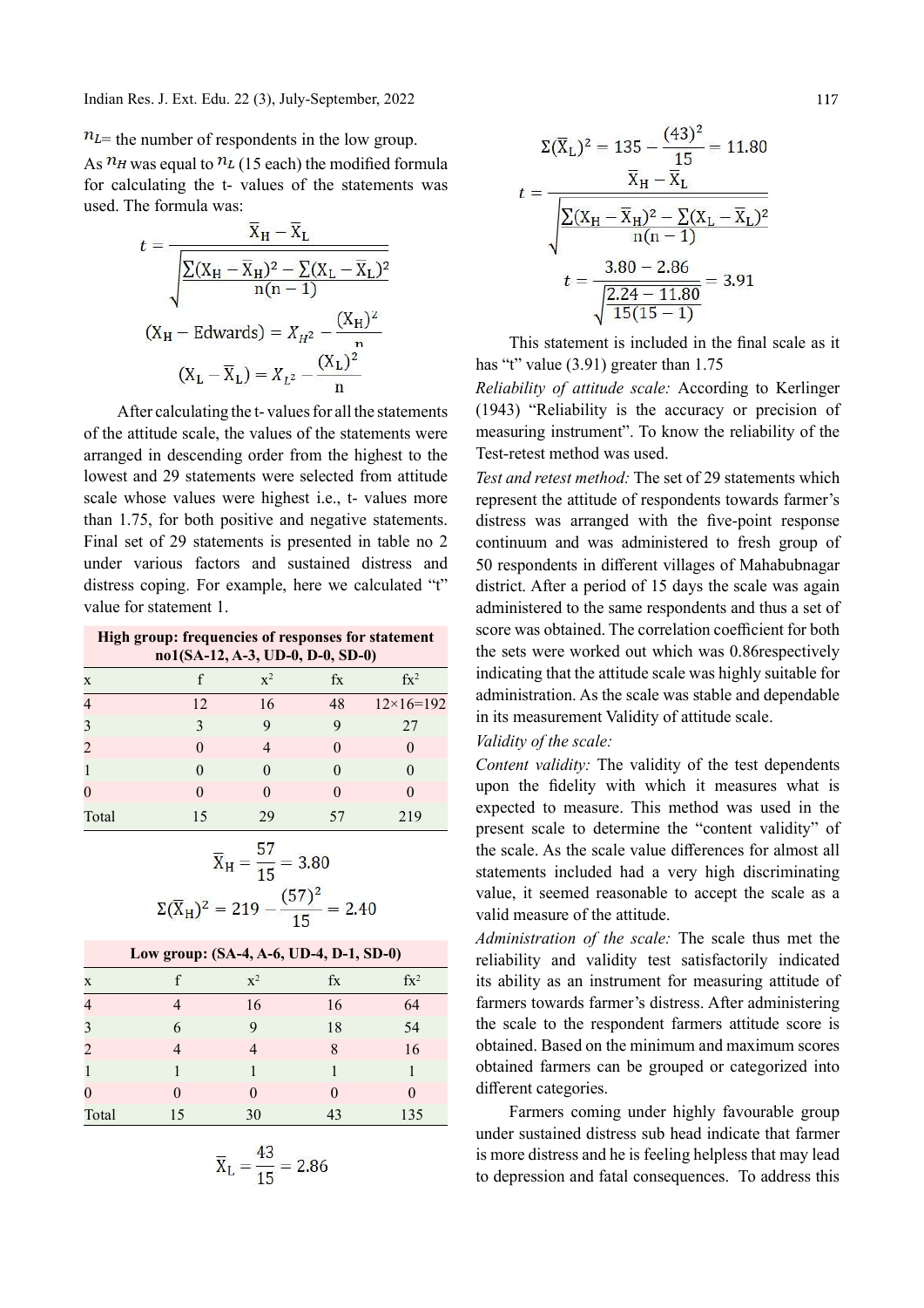$n_L$= the number of respondents in the low group.

As $n_H$ was equal to $n_L$ (15 each) the modified formula for calculating the t- values of the statements was used. The formula was:

$$t = \frac{\overline{X}_H - \overline{X}_L}{\sqrt{\frac{\sum(X_H - \overline{X}_H)^2 - \sum(X_L - \overline{X}_L)^2}{n(n-1)}}}$$

$$(X_H - \text{Edwards}) = X_{H^2} - \frac{(X_H)^2}{n}$$

$$(X_L - \overline{X}_L) = X_{L^2} - \frac{(X_L)^2}{n}$$

After calculating the t- values for all the statements of the attitude scale, the values of the statements were arranged in descending order from the highest to the lowest and 29 statements were selected from attitude scale whose values were highest i.e., t- values more than 1.75, for both positive and negative statements. Final set of 29 statements is presented in table no 2 under various factors and sustained distress and distress coping. For example, here we calculated "t" value for statement 1.

| High group: frequencies of responses for statement no1(SA-12, A-3, UD-0, D-0, SD-0) | | | | |
|---|---|---|---|---|
| x | f | x² | fx | fx² |
| 4 | 12 | 16 | 48 | 12×16=192 |
| 3 | 3 | 9 | 9 | 27 |
| 2 | 0 | 4 | 0 | 0 |
| 1 | 0 | 0 | 0 | 0 |
| 0 | 0 | 0 | 0 | 0 |
| Total | 15 | 29 | 57 | 219 |

$$\overline{X}_H = \frac{57}{15} = 3.80$$

$$\Sigma(\overline{X}_H)^2 = 219 - \frac{(57)^2}{15} = 2.40$$

| Low group: (SA-4, A-6, UD-4, D-1, SD-0) | | | | |
|---|---|---|---|---|
| x | f | x² | fx | fx² |
| 4 | 4 | 16 | 16 | 64 |
| 3 | 6 | 9 | 18 | 54 |
| 2 | 4 | 4 | 8 | 16 |
| 1 | 1 | 1 | 1 | 1 |
| 0 | 0 | 0 | 0 | 0 |
| Total | 15 | 30 | 43 | 135 |

$$\overline{X}_L = \frac{43}{15} = 2.86$$

$$\Sigma(\overline{X}_L)^2 = 135 - \frac{(43)^2}{15} = 11.80$$

$$t = \frac{\overline{X}_H - \overline{X}_L}{\sqrt{\frac{\sum(X_H - \overline{X}_H)^2 - \sum(X_L - \overline{X}_L)^2}{n(n-1)}}}$$

$$t = \frac{3.80 - 2.86}{\sqrt{\frac{2.24 - 11.80}{15(15-1)}}} = 3.91$$

This statement is included in the final scale as it has "t" value (3.91) greater than 1.75

*Reliability of attitude scale:* According to Kerlinger (1943) "Reliability is the accuracy or precision of measuring instrument". To know the reliability of the Test-retest method was used.

*Test and retest method:* The set of 29 statements which represent the attitude of respondents towards farmer's distress was arranged with the five-point response continuum and was administered to fresh group of 50 respondents in different villages of Mahabubnagar district. After a period of 15 days the scale was again administered to the same respondents and thus a set of score was obtained. The correlation coefficient for both the sets were worked out which was 0.86respectively indicating that the attitude scale was highly suitable for administration. As the scale was stable and dependable in its measurement Validity of attitude scale.

*Validity of the scale:*

*Content validity:* The validity of the test dependents upon the fidelity with which it measures what is expected to measure. This method was used in the present scale to determine the "content validity" of the scale. As the scale value differences for almost all statements included had a very high discriminating value, it seemed reasonable to accept the scale as a valid measure of the attitude.

*Administration of the scale:* The scale thus met the reliability and validity test satisfactorily indicated its ability as an instrument for measuring attitude of farmers towards farmer's distress. After administering the scale to the respondent farmers attitude score is obtained. Based on the minimum and maximum scores obtained farmers can be grouped or categorized into different categories.

Farmers coming under highly favourable group under sustained distress sub head indicate that farmer is more distress and he is feeling helpless that may lead to depression and fatal consequences. To address this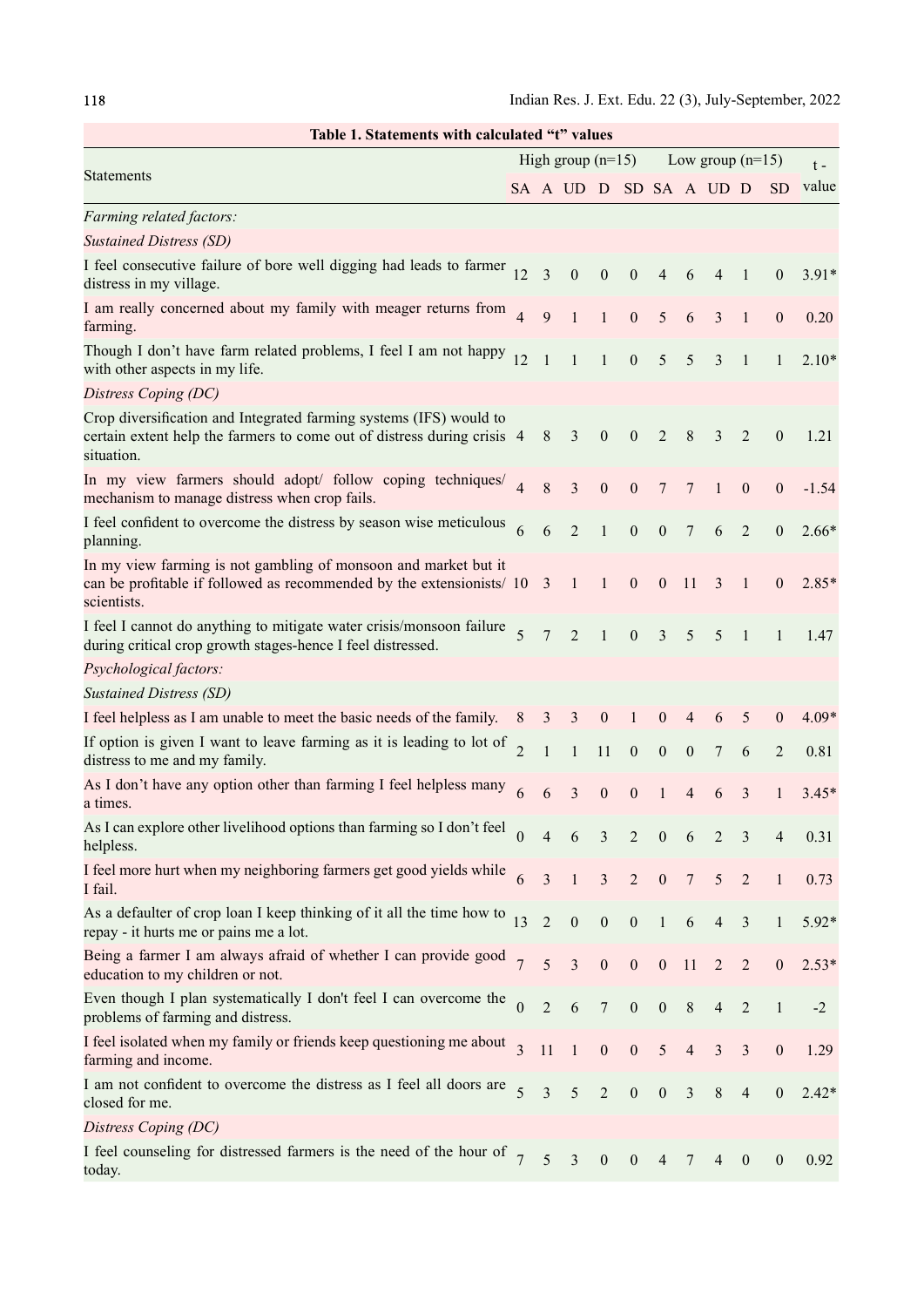**Table 1. Statements with calculated "t" values**

| Statements | High group (n=15) | | | | | Low group (n=15) | | | | | t - value |
|---|---|---|---|---|---|---|---|---|---|---|---|
| | SA | A | UD | D | SD | SA | A | UD | D | SD | |
| *Farming related factors:* | | | | | | | | | | | |
| *Sustained Distress (SD)* | | | | | | | | | | | |
| I feel consecutive failure of bore well digging had leads to farmer distress in my village. | 12 | 3 | 0 | 0 | 0 | 4 | 6 | 4 | 1 | 0 | 3.91* |
| I am really concerned about my family with meager returns from farming. | 4 | 9 | 1 | 1 | 0 | 5 | 6 | 3 | 1 | 0 | 0.20 |
| Though I don't have farm related problems, I feel I am not happy with other aspects in my life. | 12 | 1 | 1 | 1 | 0 | 5 | 5 | 3 | 1 | 1 | 2.10* |
| *Distress Coping (DC)* | | | | | | | | | | | |
| Crop diversification and Integrated farming systems (IFS) would to certain extent help the farmers to come out of distress during crisis situation. | 4 | 8 | 3 | 0 | 0 | 2 | 8 | 3 | 2 | 0 | 1.21 |
| In my view farmers should adopt/ follow coping techniques/ mechanism to manage distress when crop fails. | 4 | 8 | 3 | 0 | 0 | 7 | 7 | 1 | 0 | 0 | -1.54 |
| I feel confident to overcome the distress by season wise meticulous planning. | 6 | 6 | 2 | 1 | 0 | 0 | 7 | 6 | 2 | 0 | 2.66* |
| In my view farming is not gambling of monsoon and market but it can be profitable if followed as recommended by the extensionists/ scientists. | 10 | 3 | 1 | 1 | 0 | 0 | 11 | 3 | 1 | 0 | 2.85* |
| I feel I cannot do anything to mitigate water crisis/monsoon failure during critical crop growth stages-hence I feel distressed. | 5 | 7 | 2 | 1 | 0 | 3 | 5 | 5 | 1 | 1 | 1.47 |
| *Psychological factors:* | | | | | | | | | | | |
| *Sustained Distress (SD)* | | | | | | | | | | | |
| I feel helpless as I am unable to meet the basic needs of the family. | 8 | 3 | 3 | 0 | 1 | 0 | 4 | 6 | 5 | 0 | 4.09* |
| If option is given I want to leave farming as it is leading to lot of distress to me and my family. | 2 | 1 | 1 | 11 | 0 | 0 | 0 | 7 | 6 | 2 | 0.81 |
| As I don't have any option other than farming I feel helpless many a times. | 6 | 6 | 3 | 0 | 0 | 1 | 4 | 6 | 3 | 1 | 3.45* |
| As I can explore other livelihood options than farming so I don't feel helpless. | 0 | 4 | 6 | 3 | 2 | 0 | 6 | 2 | 3 | 4 | 0.31 |
| I feel more hurt when my neighboring farmers get good yields while I fail. | 6 | 3 | 1 | 3 | 2 | 0 | 7 | 5 | 2 | 1 | 0.73 |
| As a defaulter of crop loan I keep thinking of it all the time how to repay - it hurts me or pains me a lot. | 13 | 2 | 0 | 0 | 0 | 1 | 6 | 4 | 3 | 1 | 5.92* |
| Being a farmer I am always afraid of whether I can provide good education to my children or not. | 7 | 5 | 3 | 0 | 0 | 0 | 11 | 2 | 2 | 0 | 2.53* |
| Even though I plan systematically I don't feel I can overcome the problems of farming and distress. | 0 | 2 | 6 | 7 | 0 | 0 | 8 | 4 | 2 | 1 | -2 |
| I feel isolated when my family or friends keep questioning me about farming and income. | 3 | 11 | 1 | 0 | 0 | 5 | 4 | 3 | 3 | 0 | 1.29 |
| I am not confident to overcome the distress as I feel all doors are closed for me. | 5 | 3 | 5 | 2 | 0 | 0 | 3 | 8 | 4 | 0 | 2.42* |
| *Distress Coping (DC)* | | | | | | | | | | | |
| I feel counseling for distressed farmers is the need of the hour of today. | 7 | 5 | 3 | 0 | 0 | 4 | 7 | 4 | 0 | 0 | 0.92 |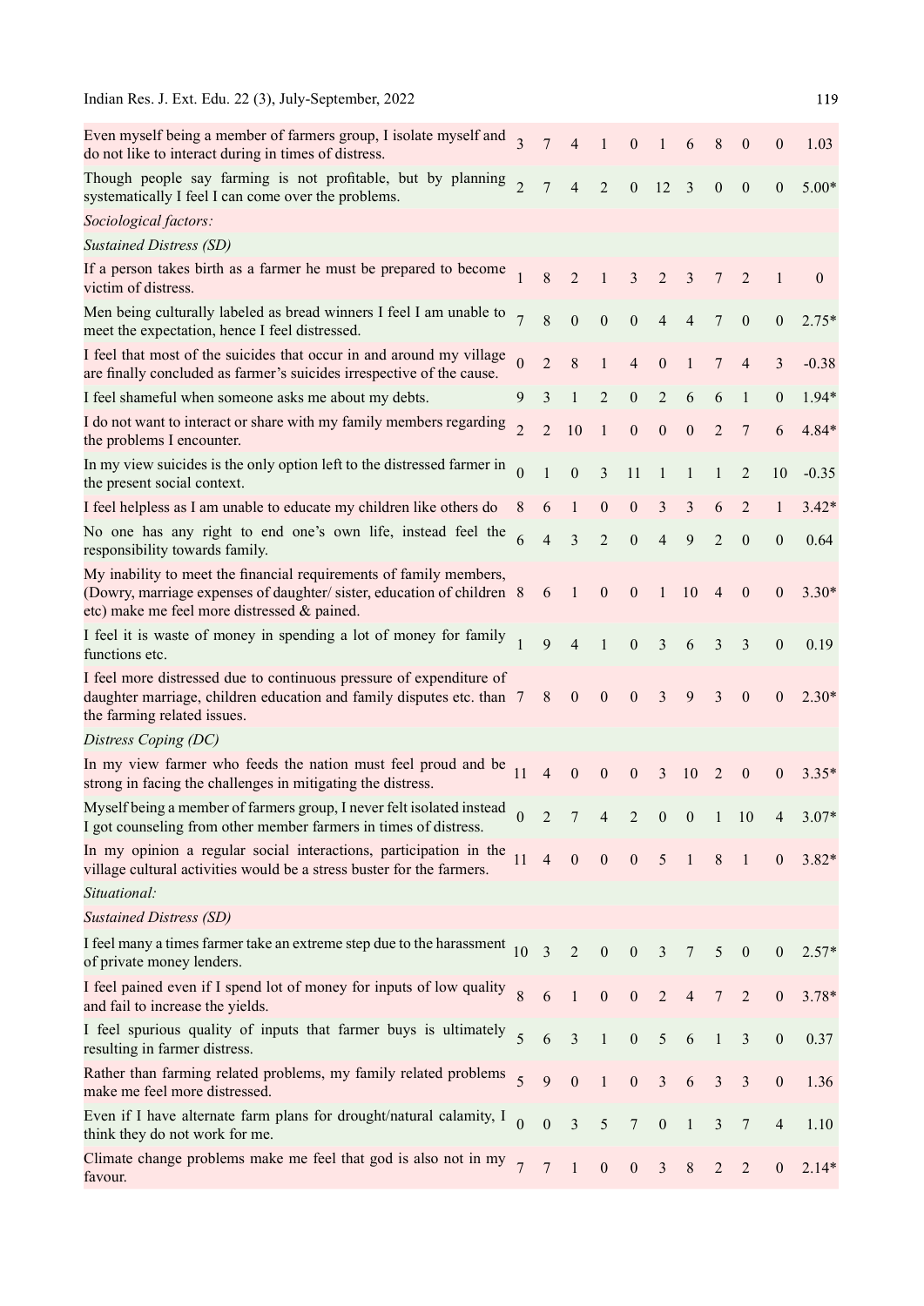| | | | | | | | | | | | |
|---|---|---|---|---|---|---|---|---|---|---|---|
| Even myself being a member of farmers group, I isolate myself and do not like to interact during in times of distress. | 3 | 7 | 4 | 1 | 0 | 1 | 6 | 8 | 0 | 0 | 1.03 |
| Though people say farming is not profitable, but by planning systematically I feel I can come over the problems. | 2 | 7 | 4 | 2 | 0 | 12 | 3 | 0 | 0 | 0 | 5.00* |
| *Sociological factors:* | | | | | | | | | | | |
| *Sustained Distress (SD)* | | | | | | | | | | | |
| If a person takes birth as a farmer he must be prepared to become victim of distress. | 1 | 8 | 2 | 1 | 3 | 2 | 3 | 7 | 2 | 1 | 0 |
| Men being culturally labeled as bread winners I feel I am unable to meet the expectation, hence I feel distressed. | 7 | 8 | 0 | 0 | 0 | 4 | 4 | 7 | 0 | 0 | 2.75* |
| I feel that most of the suicides that occur in and around my village are finally concluded as farmer's suicides irrespective of the cause. | 0 | 2 | 8 | 1 | 4 | 0 | 1 | 7 | 4 | 3 | -0.38 |
| I feel shameful when someone asks me about my debts. | 9 | 3 | 1 | 2 | 0 | 2 | 6 | 6 | 1 | 0 | 1.94* |
| I do not want to interact or share with my family members regarding the problems I encounter. | 2 | 2 | 10 | 1 | 0 | 0 | 0 | 2 | 7 | 6 | 4.84* |
| In my view suicides is the only option left to the distressed farmer in the present social context. | 0 | 1 | 0 | 3 | 11 | 1 | 1 | 1 | 2 | 10 | -0.35 |
| I feel helpless as I am unable to educate my children like others do | 8 | 6 | 1 | 0 | 0 | 3 | 3 | 6 | 2 | 1 | 3.42* |
| No one has any right to end one's own life, instead feel the responsibility towards family. | 6 | 4 | 3 | 2 | 0 | 4 | 9 | 2 | 0 | 0 | 0.64 |
| My inability to meet the financial requirements of family members, (Dowry, marriage expenses of daughter/ sister, education of children etc) make me feel more distressed & pained. | 8 | 6 | 1 | 0 | 0 | 1 | 10 | 4 | 0 | 0 | 3.30* |
| I feel it is waste of money in spending a lot of money for family functions etc. | 1 | 9 | 4 | 1 | 0 | 3 | 6 | 3 | 3 | 0 | 0.19 |
| I feel more distressed due to continuous pressure of expenditure of daughter marriage, children education and family disputes etc. than the farming related issues. | 7 | 8 | 0 | 0 | 0 | 3 | 9 | 3 | 0 | 0 | 2.30* |
| *Distress Coping (DC)* | | | | | | | | | | | |
| In my view farmer who feeds the nation must feel proud and be strong in facing the challenges in mitigating the distress. | 11 | 4 | 0 | 0 | 0 | 3 | 10 | 2 | 0 | 0 | 3.35* |
| Myself being a member of farmers group, I never felt isolated instead I got counseling from other member farmers in times of distress. | 0 | 2 | 7 | 4 | 2 | 0 | 0 | 1 | 10 | 4 | 3.07* |
| In my opinion a regular social interactions, participation in the village cultural activities would be a stress buster for the farmers. | 11 | 4 | 0 | 0 | 0 | 5 | 1 | 8 | 1 | 0 | 3.82* |
| *Situational:* | | | | | | | | | | | |
| *Sustained Distress (SD)* | | | | | | | | | | | |
| I feel many a times farmer take an extreme step due to the harassment of private money lenders. | 10 | 3 | 2 | 0 | 0 | 3 | 7 | 5 | 0 | 0 | 2.57* |
| I feel pained even if I spend lot of money for inputs of low quality and fail to increase the yields. | 8 | 6 | 1 | 0 | 0 | 2 | 4 | 7 | 2 | 0 | 3.78* |
| I feel spurious quality of inputs that farmer buys is ultimately resulting in farmer distress. | 5 | 6 | 3 | 1 | 0 | 5 | 6 | 1 | 3 | 0 | 0.37 |
| Rather than farming related problems, my family related problems make me feel more distressed. | 5 | 9 | 0 | 1 | 0 | 3 | 6 | 3 | 3 | 0 | 1.36 |
| Even if I have alternate farm plans for drought/natural calamity, I think they do not work for me. | 0 | 0 | 3 | 5 | 7 | 0 | 1 | 3 | 7 | 4 | 1.10 |
| Climate change problems make me feel that god is also not in my favour. | 7 | 7 | 1 | 0 | 0 | 3 | 8 | 2 | 2 | 0 | 2.14* |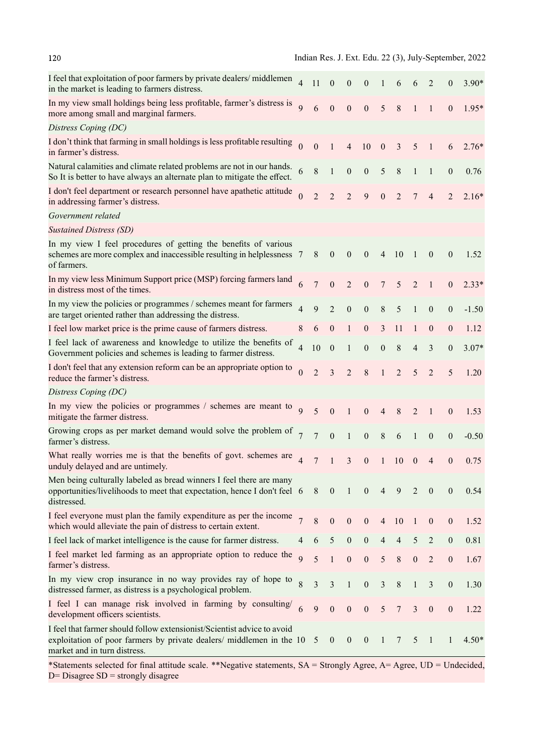| Statement | | | | | | | | | | | |
|---|---|---|---|---|---|---|---|---|---|---|---|
| I feel that exploitation of poor farmers by private dealers/ middlemen in the market is leading to farmers distress. | 4 | 11 | 0 | 0 | 0 | 1 | 6 | 6 | 2 | 0 | 3.90* |
| In my view small holdings being less profitable, farmer's distress is more among small and marginal farmers. | 9 | 6 | 0 | 0 | 0 | 5 | 8 | 1 | 1 | 0 | 1.95* |
| *Distress Coping (DC)* | | | | | | | | | | | |
| I don't think that farming in small holdings is less profitable resulting in farmer's distress. | 0 | 0 | 1 | 4 | 10 | 0 | 3 | 5 | 1 | 6 | 2.76* |
| Natural calamities and climate related problems are not in our hands. So It is better to have always an alternate plan to mitigate the effect. | 6 | 8 | 1 | 0 | 0 | 5 | 8 | 1 | 1 | 0 | 0.76 |
| I don't feel department or research personnel have apathetic attitude in addressing farmer's distress. | 0 | 2 | 2 | 2 | 9 | 0 | 2 | 7 | 4 | 2 | 2.16* |
| *Government related* | | | | | | | | | | | |
| *Sustained Distress (SD)* | | | | | | | | | | | |
| In my view I feel procedures of getting the benefits of various schemes are more complex and inaccessible resulting in helplessness of farmers. | 7 | 8 | 0 | 0 | 0 | 4 | 10 | 1 | 0 | 0 | 1.52 |
| In my view less Minimum Support price (MSP) forcing farmers land in distress most of the times. | 6 | 7 | 0 | 2 | 0 | 7 | 5 | 2 | 1 | 0 | 2.33* |
| In my view the policies or programmes / schemes meant for farmers are target oriented rather than addressing the distress. | 4 | 9 | 2 | 0 | 0 | 8 | 5 | 1 | 0 | 0 | -1.50 |
| I feel low market price is the prime cause of farmers distress. | 8 | 6 | 0 | 1 | 0 | 3 | 11 | 1 | 0 | 0 | 1.12 |
| I feel lack of awareness and knowledge to utilize the benefits of Government policies and schemes is leading to farmer distress. | 4 | 10 | 0 | 1 | 0 | 0 | 8 | 4 | 3 | 0 | 3.07* |
| I don't feel that any extension reform can be an appropriate option to reduce the farmer's distress. | 0 | 2 | 3 | 2 | 8 | 1 | 2 | 5 | 2 | 5 | 1.20 |
| *Distress Coping (DC)* | | | | | | | | | | | |
| In my view the policies or programmes / schemes are meant to mitigate the farmer distress. | 9 | 5 | 0 | 1 | 0 | 4 | 8 | 2 | 1 | 0 | 1.53 |
| Growing crops as per market demand would solve the problem of farmer's distress. | 7 | 7 | 0 | 1 | 0 | 8 | 6 | 1 | 0 | 0 | -0.50 |
| What really worries me is that the benefits of govt. schemes are unduly delayed and are untimely. | 4 | 7 | 1 | 3 | 0 | 1 | 10 | 0 | 4 | 0 | 0.75 |
| Men being culturally labeled as bread winners I feel there are many opportunities/livelihoods to meet that expectation, hence I don't feel distressed. | 6 | 8 | 0 | 1 | 0 | 4 | 9 | 2 | 0 | 0 | 0.54 |
| I feel everyone must plan the family expenditure as per the income which would alleviate the pain of distress to certain extent. | 7 | 8 | 0 | 0 | 0 | 4 | 10 | 1 | 0 | 0 | 1.52 |
| I feel lack of market intelligence is the cause for farmer distress. | 4 | 6 | 5 | 0 | 0 | 4 | 4 | 5 | 2 | 0 | 0.81 |
| I feel market led farming as an appropriate option to reduce the farmer's distress. | 9 | 5 | 1 | 0 | 0 | 5 | 8 | 0 | 2 | 0 | 1.67 |
| In my view crop insurance in no way provides ray of hope to distressed farmer, as distress is a psychological problem. | 8 | 3 | 3 | 1 | 0 | 3 | 8 | 1 | 3 | 0 | 1.30 |
| I feel I can manage risk involved in farming by consulting/ development officers scientists. | 6 | 9 | 0 | 0 | 0 | 5 | 7 | 3 | 0 | 0 | 1.22 |
| I feel that farmer should follow extensionist/Scientist advice to avoid exploitation of poor farmers by private dealers/ middlemen in the market and in turn distress. | 10 | 5 | 0 | 0 | 0 | 1 | 7 | 5 | 1 | 1 | 4.50* |

*Statements selected for final attitude scale. **Negative statements, SA = Strongly Agree, A= Agree, UD = Undecided, D= Disagree SD = strongly disagree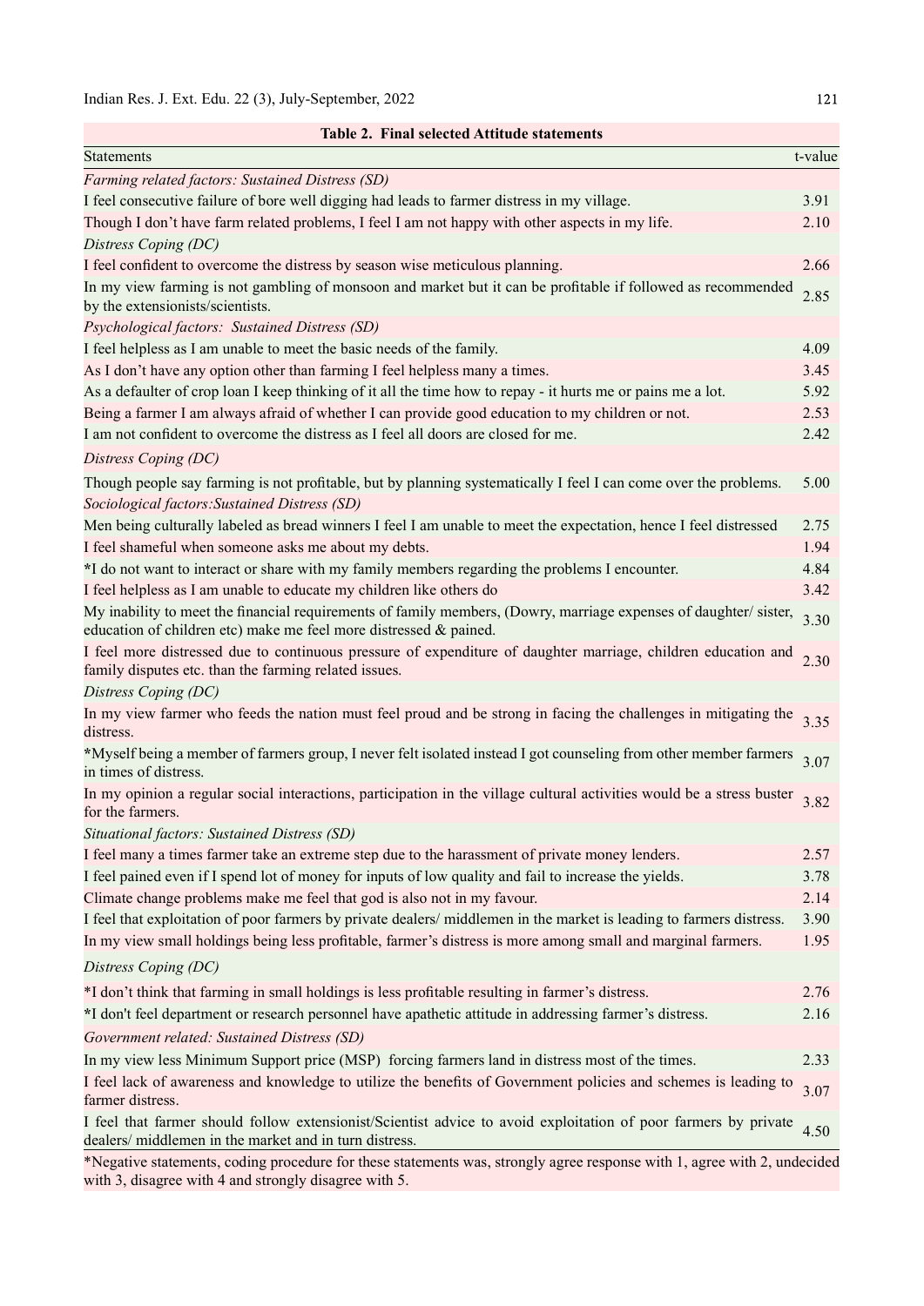**Table 2. Final selected Attitude statements**

| Statements | t-value |
|---|---|
| *Farming related factors: Sustained Distress (SD)* | |
| I feel consecutive failure of bore well digging had leads to farmer distress in my village. | 3.91 |
| Though I don't have farm related problems, I feel I am not happy with other aspects in my life. | 2.10 |
| *Distress Coping (DC)* | |
| I feel confident to overcome the distress by season wise meticulous planning. | 2.66 |
| In my view farming is not gambling of monsoon and market but it can be profitable if followed as recommended by the extensionists/scientists. | 2.85 |
| *Psychological factors: Sustained Distress (SD)* | |
| I feel helpless as I am unable to meet the basic needs of the family. | 4.09 |
| As I don't have any option other than farming I feel helpless many a times. | 3.45 |
| As a defaulter of crop loan I keep thinking of it all the time how to repay - it hurts me or pains me a lot. | 5.92 |
| Being a farmer I am always afraid of whether I can provide good education to my children or not. | 2.53 |
| I am not confident to overcome the distress as I feel all doors are closed for me. | 2.42 |
| *Distress Coping (DC)* | |
| Though people say farming is not profitable, but by planning systematically I feel I can come over the problems. | 5.00 |
| *Sociological factors:Sustained Distress (SD)* | |
| Men being culturally labeled as bread winners I feel I am unable to meet the expectation, hence I feel distressed | 2.75 |
| I feel shameful when someone asks me about my debts. | 1.94 |
| *I do not want to interact or share with my family members regarding the problems I encounter. | 4.84 |
| I feel helpless as I am unable to educate my children like others do | 3.42 |
| My inability to meet the financial requirements of family members, (Dowry, marriage expenses of daughter/ sister, education of children etc) make me feel more distressed & pained. | 3.30 |
| I feel more distressed due to continuous pressure of expenditure of daughter marriage, children education and family disputes etc. than the farming related issues. | 2.30 |
| *Distress Coping (DC)* | |
| In my view farmer who feeds the nation must feel proud and be strong in facing the challenges in mitigating the distress. | 3.35 |
| *Myself being a member of farmers group, I never felt isolated instead I got counseling from other member farmers in times of distress. | 3.07 |
| In my opinion a regular social interactions, participation in the village cultural activities would be a stress buster for the farmers. | 3.82 |
| *Situational factors: Sustained Distress (SD)* | |
| I feel many a times farmer take an extreme step due to the harassment of private money lenders. | 2.57 |
| I feel pained even if I spend lot of money for inputs of low quality and fail to increase the yields. | 3.78 |
| Climate change problems make me feel that god is also not in my favour. | 2.14 |
| I feel that exploitation of poor farmers by private dealers/ middlemen in the market is leading to farmers distress. | 3.90 |
| In my view small holdings being less profitable, farmer's distress is more among small and marginal farmers. | 1.95 |
| *Distress Coping (DC)* | |
| *I don't think that farming in small holdings is less profitable resulting in farmer's distress. | 2.76 |
| *I don't feel department or research personnel have apathetic attitude in addressing farmer's distress. | 2.16 |
| *Government related: Sustained Distress (SD)* | |
| In my view less Minimum Support price (MSP) forcing farmers land in distress most of the times. | 2.33 |
| I feel lack of awareness and knowledge to utilize the benefits of Government policies and schemes is leading to farmer distress. | 3.07 |
| I feel that farmer should follow extensionist/Scientist advice to avoid exploitation of poor farmers by private dealers/ middlemen in the market and in turn distress. | 4.50 |

*Negative statements, coding procedure for these statements was, strongly agree response with 1, agree with 2, undecided with 3, disagree with 4 and strongly disagree with 5.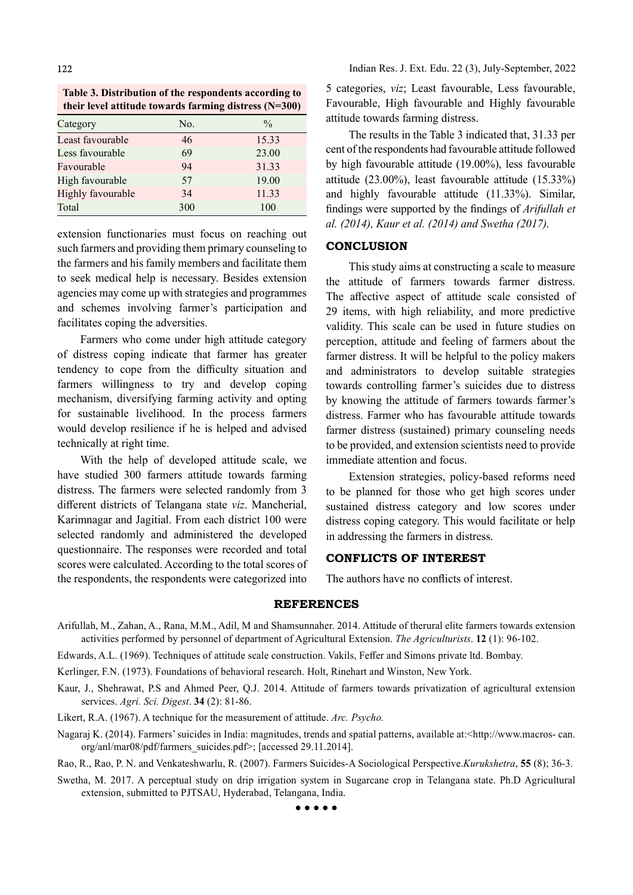**Table 3. Distribution of the respondents according to their level attitude towards farming distress (N=300)**

| Category | No. | % |
|---|---|---|
| Least favourable | 46 | 15.33 |
| Less favourable | 69 | 23.00 |
| Favourable | 94 | 31.33 |
| High favourable | 57 | 19.00 |
| Highly favourable | 34 | 11.33 |
| Total | 300 | 100 |

extension functionaries must focus on reaching out such farmers and providing them primary counseling to the farmers and his family members and facilitate them to seek medical help is necessary. Besides extension agencies may come up with strategies and programmes and schemes involving farmer's participation and facilitates coping the adversities.

Farmers who come under high attitude category of distress coping indicate that farmer has greater tendency to cope from the difficulty situation and farmers willingness to try and develop coping mechanism, diversifying farming activity and opting for sustainable livelihood. In the process farmers would develop resilience if he is helped and advised technically at right time.

With the help of developed attitude scale, we have studied 300 farmers attitude towards farming distress. The farmers were selected randomly from 3 different districts of Telangana state *viz*. Mancherial, Karimnagar and Jagitial. From each district 100 were selected randomly and administered the developed questionnaire. The responses were recorded and total scores were calculated. According to the total scores of the respondents, the respondents were categorized into 5 categories, *viz*; Least favourable, Less favourable, Favourable, High favourable and Highly favourable attitude towards farming distress.

The results in the Table 3 indicated that, 31.33 per cent of the respondents had favourable attitude followed by high favourable attitude (19.00%), less favourable attitude (23.00%), least favourable attitude (15.33%) and highly favourable attitude (11.33%). Similar, findings were supported by the findings of *Arifullah et al. (2014), Kaur et al. (2014) and Swetha (2017).*

## CONCLUSION

This study aims at constructing a scale to measure the attitude of farmers towards farmer distress. The affective aspect of attitude scale consisted of 29 items, with high reliability, and more predictive validity. This scale can be used in future studies on perception, attitude and feeling of farmers about the farmer distress. It will be helpful to the policy makers and administrators to develop suitable strategies towards controlling farmer's suicides due to distress by knowing the attitude of farmers towards farmer's distress. Farmer who has favourable attitude towards farmer distress (sustained) primary counseling needs to be provided, and extension scientists need to provide immediate attention and focus.

Extension strategies, policy-based reforms need to be planned for those who get high scores under sustained distress category and low scores under distress coping category. This would facilitate or help in addressing the farmers in distress.

## CONFLICTS OF INTEREST

The authors have no conflicts of interest.

## REFERENCES

Arifullah, M., Zahan, A., Rana, M.M., Adil, M and Shamsunnaher. 2014. Attitude of therural elite farmers towards extension activities performed by personnel of department of Agricultural Extension. *The Agriculturists*. **12** (1): 96-102.

Edwards, A.L. (1969). Techniques of attitude scale construction. Vakils, Feffer and Simons private ltd. Bombay.

Kerlinger, F.N. (1973). Foundations of behavioral research. Holt, Rinehart and Winston, New York.

Kaur, J., Shehrawat, P.S and Ahmed Peer, Q.J. 2014. Attitude of farmers towards privatization of agricultural extension services. *Agri. Sci. Digest*. **34** (2): 81-86.

Likert, R.A. (1967). A technique for the measurement of attitude. *Arc. Psycho.*

Nagaraj K. (2014). Farmers' suicides in India: magnitudes, trends and spatial patterns, available at:<http://www.macros- can. org/anl/mar08/pdf/farmers_suicides.pdf>; [accessed 29.11.2014].

Rao, R., Rao, P. N. and Venkateshwarlu, R. (2007). Farmers Suicides-A Sociological Perspective.*Kurukshetra*, **55** (8); 36-3.

Swetha, M. 2017. A perceptual study on drip irrigation system in Sugarcane crop in Telangana state. Ph.D Agricultural extension, submitted to PJTSAU, Hyderabad, Telangana, India.

• • • • •